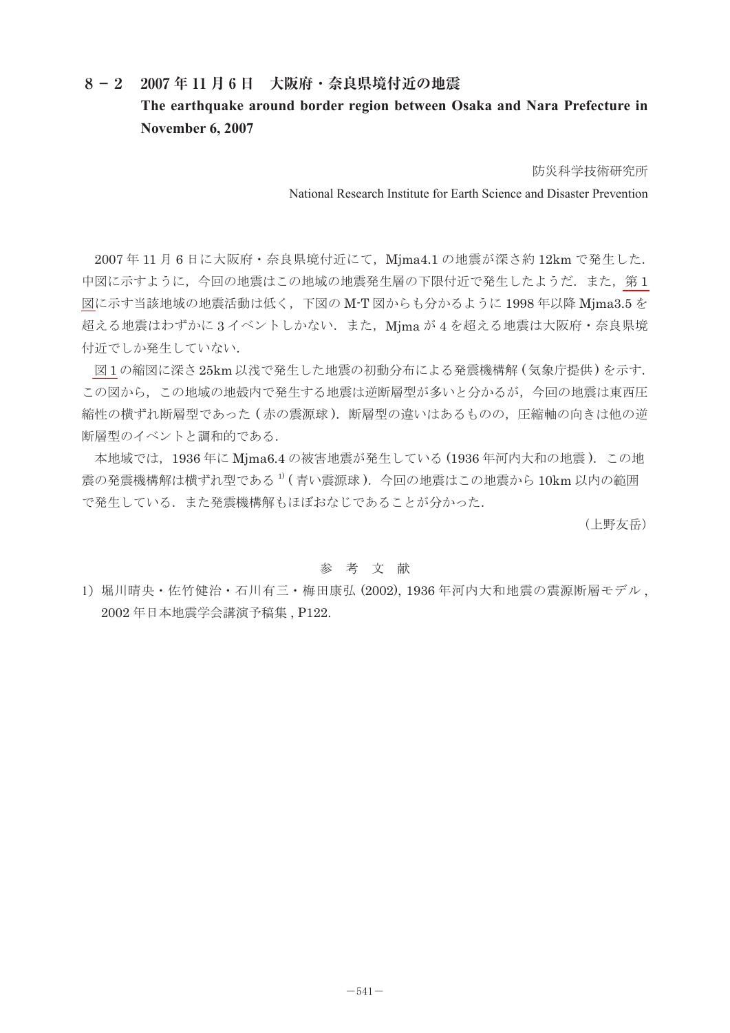## 8－2　2007 年 11 月 6 日　大阪府・奈良県境付近の地震

## The earthquake around border region between Osaka and Nara Prefecture in November 6, 2007

防災科学技術研究所

National Research Institute for Earth Science and Disaster Prevention

2007 年 11 月 6 日に大阪府・奈良県境付近にて，Mjma4.1 の地震が深さ約 12km で発生した．中図に示すように，今回の地震はこの地域の地震発生層の下限付近で発生したようだ．また，第 1 図に示す当該地域の地震活動は低く，下図の M-T 図からも分かるように 1998 年以降 Mjma3.5 を超える地震はわずかに 3 イベントしかない．また，Mjma が 4 を超える地震は大阪府・奈良県境付近でしか発生していない．

図 1 の縮図に深さ 25km 以浅で発生した地震の初動分布による発震機構解（気象庁提供）を示す．この図から，この地域の地殻内で発生する地震は逆断層型が多いと分かるが，今回の地震は東西圧縮性の横ずれ断層型であった（赤の震源球）．断層型の違いはあるものの，圧縮軸の向きは他の逆断層型のイベントと調和的である．

本地域では，1936 年に Mjma6.4 の被害地震が発生している (1936 年河内大和の地震)．この地震の発震機構解は横ずれ型である [1]（青い震源球）．今回の地震はこの地震から 10km 以内の範囲で発生している．また発震機構解もほぼおなじであることが分かった．

（上野友岳）

### 参　考　文　献

1) 堀川晴央・佐竹健治・石川有三・梅田康弘 (2002), 1936 年河内大和地震の震源断層モデル , 2002 年日本地震学会講演予稿集 , P122.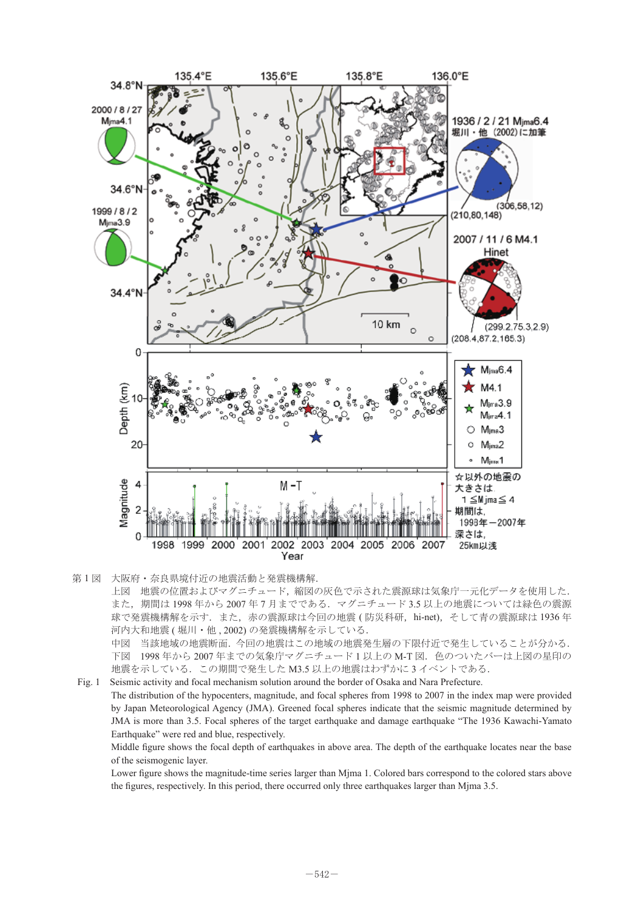135.4°E
135.6°E
135.8°E
136.0°E

34.8°N
34.6°N
34.4°N

2000 / 8 / 27
Mjma4.1

1999 / 8 / 2
Mjma3.9

1936 / 2 / 21 Mjma6.4
堀川・他（2002）に加筆

(306,58,12)
(210,80,148)

2007 / 11 / 6 M4.1
Hinet

(299.2,75.3,2.9)
(208.4,87.2,165.3)

10 km

Depth (km)
0
10
20

Mjma6.4
M4.1
Mjma3.9
Mjma4.1
Mjma3
Mjma2
Mjma1

Magnitude
M－T
0
2
4
1998 1999 2000 2001 2002 2003 2004 2005 2006 2007
Year

☆以外の地震の大きさは
1 ≦Mjma≦ 4
期間は，
1998年－2007年
深さは，
25km以浅

第 1 図　大阪府・奈良県境付近の地震活動と発震機構解．

上図　地震の位置およびマグニチュード，縮図の灰色で示された震源球は気象庁一元化データを使用した．また，期間は 1998 年から 2007 年 7 月までである．マグニチュード 3.5 以上の地震については緑色の震源球で発震機構解を示す．また，赤の震源球は今回の地震 ( 防災科研，hi-net)，そして青の震源球は 1936 年河内大和地震 ( 堀川・他 , 2002) の発震機構解を示している．

中図　当該地域の地震断面．今回の地震はこの地域の地震発生層の下限付近で発生していることが分かる．

下図　1998 年から 2007 年までの気象庁マグニチュード 1 以上の M-T 図．色のついたバーは上図の星印の地震を示している．この期間で発生した M3.5 以上の地震はわずかに 3 イベントである．

Fig. 1　Seismic activity and focal mechanism solution around the border of Osaka and Nara Prefecture.

The distribution of the hypocenters, magnitude, and focal spheres from 1998 to 2007 in the index map were provided by Japan Meteorological Agency (JMA). Greened focal spheres indicate that the seismic magnitude determined by JMA is more than 3.5. Focal spheres of the target earthquake and damage earthquake "The 1936 Kawachi-Yamato Earthquake" were red and blue, respectively.

Middle figure shows the focal depth of earthquakes in above area. The depth of the earthquake locates near the base of the seismogenic layer.

Lower figure shows the magnitude-time series larger than Mjma 1. Colored bars correspond to the colored stars above the figures, respectively. In this period, there occurred only three earthquakes larger than Mjma 3.5.